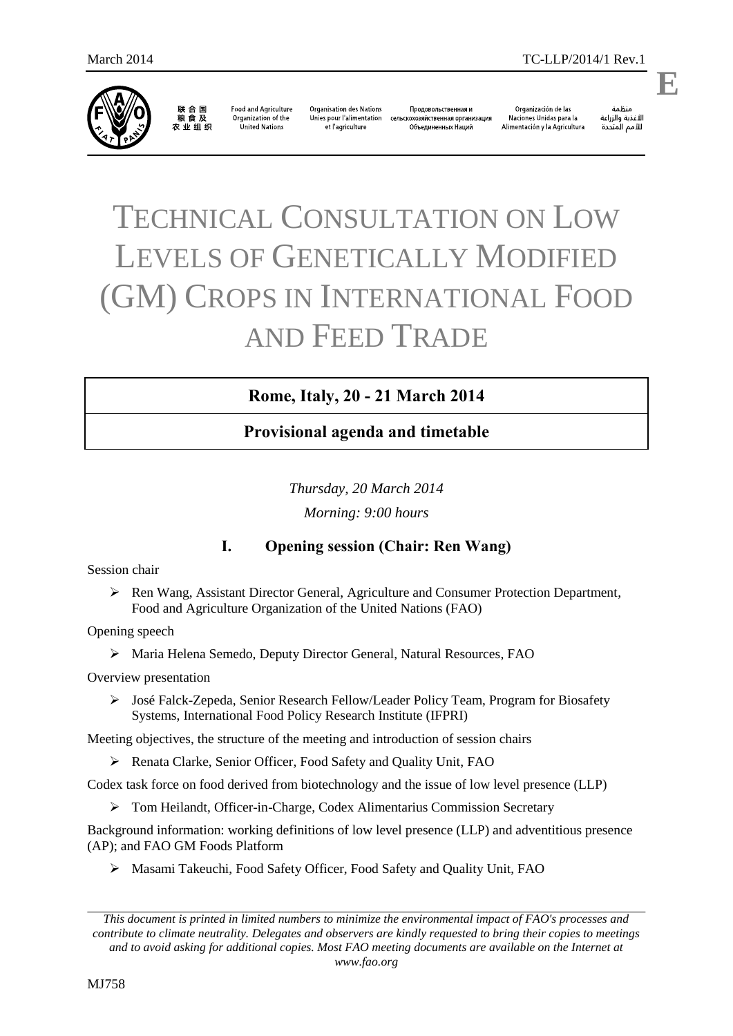March 2014 TC-LLP/2014/1 Rev.1

**E**

联合国粮食及农业组织 | Food and Agriculture Organization of the United Nations | Organisation des Nations Unies pour l'alimentation et l'agriculture | Продовольственная и сельскохозяйственная организация Объединенных Наций | Organización de las Naciones Unidas para la Alimentación y la Agricultura | منظمة الأغذية والزراعة للأمم المتحدة

# TECHNICAL CONSULTATION ON LOW LEVELS OF GENETICALLY MODIFIED (GM) CROPS IN INTERNATIONAL FOOD AND FEED TRADE

## Rome, Italy, 20 - 21 March 2014

## Provisional agenda and timetable

*Thursday, 20 March 2014*

*Morning: 9:00 hours*

### I. Opening session (Chair: Ren Wang)

Session chair

- Ren Wang, Assistant Director General, Agriculture and Consumer Protection Department, Food and Agriculture Organization of the United Nations (FAO)

Opening speech

- Maria Helena Semedo, Deputy Director General, Natural Resources, FAO

Overview presentation

- José Falck-Zepeda, Senior Research Fellow/Leader Policy Team, Program for Biosafety Systems, International Food Policy Research Institute (IFPRI)

Meeting objectives, the structure of the meeting and introduction of session chairs

- Renata Clarke, Senior Officer, Food Safety and Quality Unit, FAO

Codex task force on food derived from biotechnology and the issue of low level presence (LLP)

- Tom Heilandt, Officer-in-Charge, Codex Alimentarius Commission Secretary

Background information: working definitions of low level presence (LLP) and adventitious presence (AP); and FAO GM Foods Platform

- Masami Takeuchi, Food Safety Officer, Food Safety and Quality Unit, FAO

*This document is printed in limited numbers to minimize the environmental impact of FAO's processes and contribute to climate neutrality. Delegates and observers are kindly requested to bring their copies to meetings and to avoid asking for additional copies. Most FAO meeting documents are available on the Internet at www.fao.org*

MJ758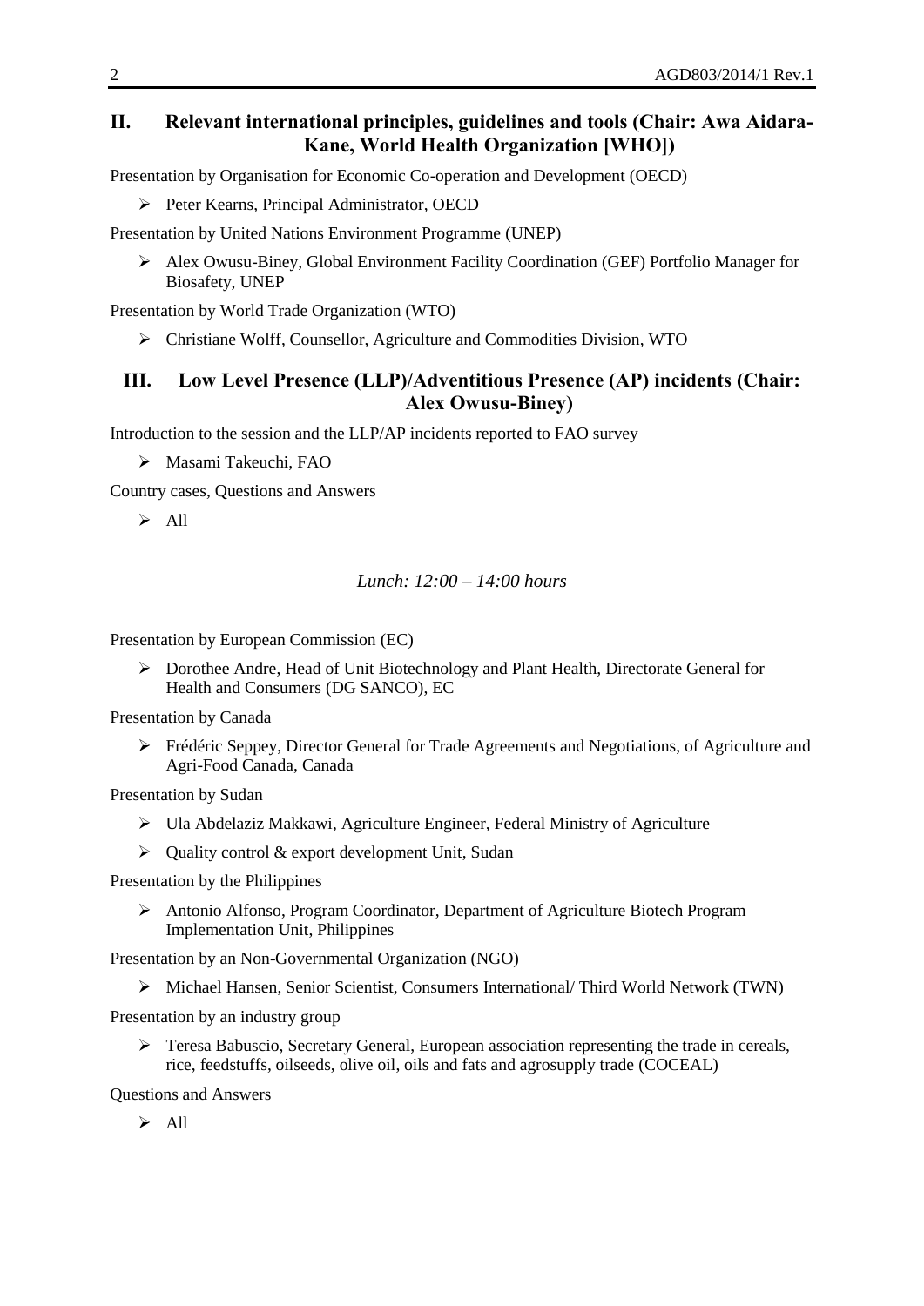## II. Relevant international principles, guidelines and tools (Chair: Awa Aidara-Kane, World Health Organization [WHO])

Presentation by Organisation for Economic Co-operation and Development (OECD)

- Peter Kearns, Principal Administrator, OECD

Presentation by United Nations Environment Programme (UNEP)

- Alex Owusu-Biney, Global Environment Facility Coordination (GEF) Portfolio Manager for Biosafety, UNEP

Presentation by World Trade Organization (WTO)

- Christiane Wolff, Counsellor, Agriculture and Commodities Division, WTO

## III. Low Level Presence (LLP)/Adventitious Presence (AP) incidents (Chair: Alex Owusu-Biney)

Introduction to the session and the LLP/AP incidents reported to FAO survey

- Masami Takeuchi, FAO

Country cases, Questions and Answers

- All

*Lunch: 12:00 – 14:00 hours*

Presentation by European Commission (EC)

- Dorothee Andre, Head of Unit Biotechnology and Plant Health, Directorate General for Health and Consumers (DG SANCO), EC

Presentation by Canada

- Frédéric Seppey, Director General for Trade Agreements and Negotiations, of Agriculture and Agri-Food Canada, Canada

Presentation by Sudan

- Ula Abdelaziz Makkawi, Agriculture Engineer, Federal Ministry of Agriculture
- Quality control & export development Unit, Sudan

Presentation by the Philippines

- Antonio Alfonso, Program Coordinator, Department of Agriculture Biotech Program Implementation Unit, Philippines

Presentation by an Non-Governmental Organization (NGO)

- Michael Hansen, Senior Scientist, Consumers International/ Third World Network (TWN)

Presentation by an industry group

- Teresa Babuscio, Secretary General, European association representing the trade in cereals, rice, feedstuffs, oilseeds, olive oil, oils and fats and agrosupply trade (COCEAL)

Questions and Answers

- All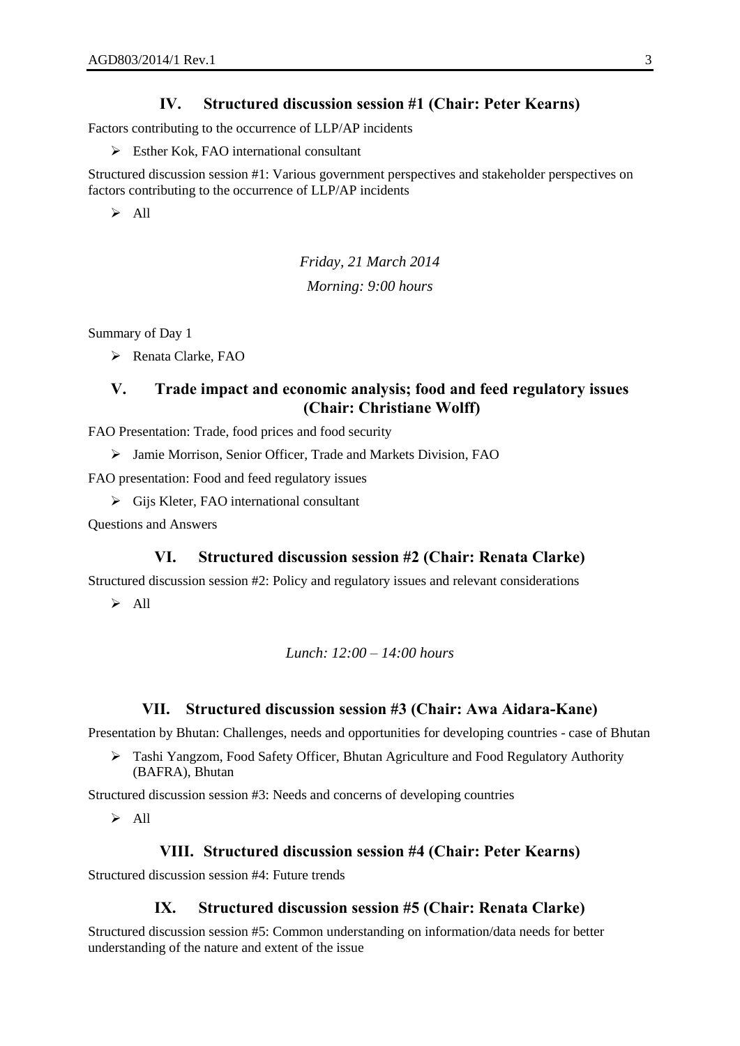## IV. Structured discussion session #1 (Chair: Peter Kearns)

Factors contributing to the occurrence of LLP/AP incidents

- Esther Kok, FAO international consultant

Structured discussion session #1: Various government perspectives and stakeholder perspectives on factors contributing to the occurrence of LLP/AP incidents

- All

*Friday, 21 March 2014*

*Morning: 9:00 hours*

Summary of Day 1

- Renata Clarke, FAO

## V. Trade impact and economic analysis; food and feed regulatory issues (Chair: Christiane Wolff)

FAO Presentation: Trade, food prices and food security

- Jamie Morrison, Senior Officer, Trade and Markets Division, FAO

FAO presentation: Food and feed regulatory issues

- Gijs Kleter, FAO international consultant

Questions and Answers

## VI. Structured discussion session #2 (Chair: Renata Clarke)

Structured discussion session #2: Policy and regulatory issues and relevant considerations

- All

*Lunch: 12:00 – 14:00 hours*

## VII. Structured discussion session #3 (Chair: Awa Aidara-Kane)

Presentation by Bhutan: Challenges, needs and opportunities for developing countries - case of Bhutan

- Tashi Yangzom, Food Safety Officer, Bhutan Agriculture and Food Regulatory Authority (BAFRA), Bhutan

Structured discussion session #3: Needs and concerns of developing countries

- All

## VIII. Structured discussion session #4 (Chair: Peter Kearns)

Structured discussion session #4: Future trends

## IX. Structured discussion session #5 (Chair: Renata Clarke)

Structured discussion session #5: Common understanding on information/data needs for better understanding of the nature and extent of the issue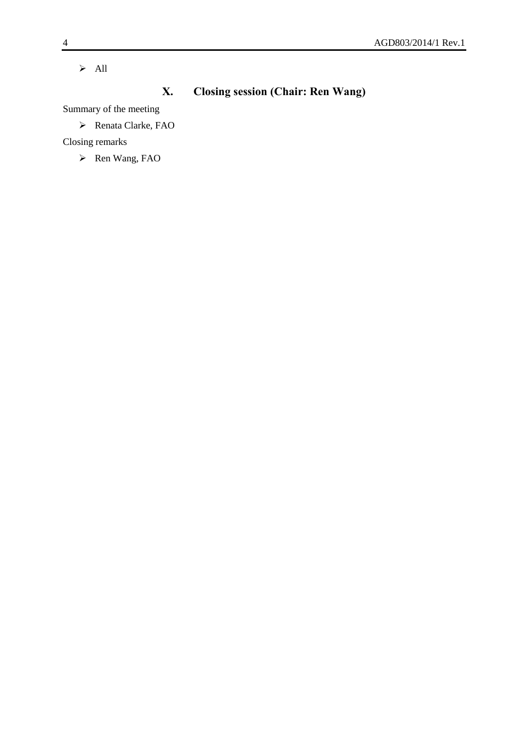- All

## X. Closing session (Chair: Ren Wang)

Summary of the meeting

- Renata Clarke, FAO

Closing remarks

- Ren Wang, FAO